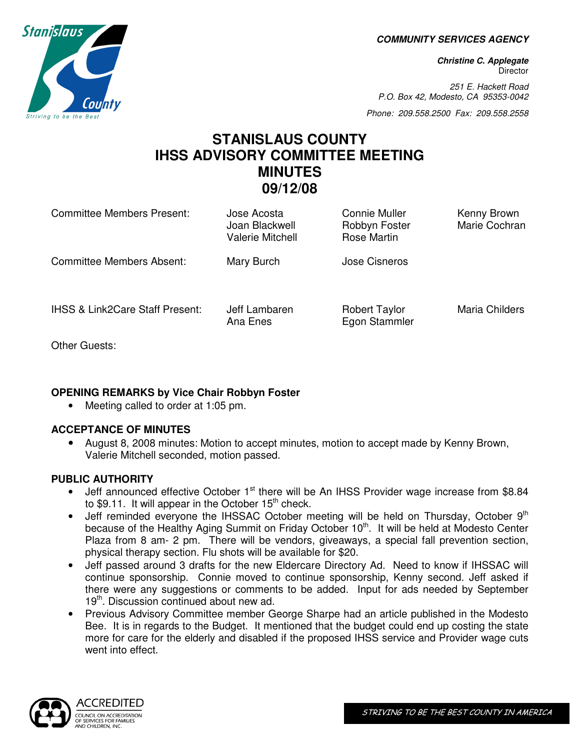**COMMUNITY SERVICES AGENCY**

***Christine C. Applegate***
Director

*251 E. Hackett Road*
*P.O. Box 42, Modesto, CA 95353-0042*

*Phone: 209.558.2500 Fax: 209.558.2558*

# STANISLAUS COUNTY
# IHSS ADVISORY COMMITTEE MEETING
# MINUTES
# 09/12/08

| | | | |
|---|---|---|---|
| Committee Members Present: | Jose Acosta<br>Joan Blackwell<br>Valerie Mitchell | Connie Muller<br>Robbyn Foster<br>Rose Martin | Kenny Brown<br>Marie Cochran |
| Committee Members Absent: | Mary Burch | Jose Cisneros | |
| IHSS & Link2Care Staff Present: | Jeff Lambaren<br>Ana Enes | Robert Taylor<br>Egon Stammler | Maria Childers |
| Other Guests: | | | |

### OPENING REMARKS by Vice Chair Robbyn Foster

- Meeting called to order at 1:05 pm.

### ACCEPTANCE OF MINUTES

- August 8, 2008 minutes: Motion to accept minutes, motion to accept made by Kenny Brown, Valerie Mitchell seconded, motion passed.

### PUBLIC AUTHORITY

- Jeff announced effective October 1st there will be An IHSS Provider wage increase from $8.84 to $9.11. It will appear in the October 15th check.
- Jeff reminded everyone the IHSSAC October meeting will be held on Thursday, October 9th because of the Healthy Aging Summit on Friday October 10th. It will be held at Modesto Center Plaza from 8 am- 2 pm. There will be vendors, giveaways, a special fall prevention section, physical therapy section. Flu shots will be available for $20.
- Jeff passed around 3 drafts for the new Eldercare Directory Ad. Need to know if IHSSAC will continue sponsorship. Connie moved to continue sponsorship, Kenny second. Jeff asked if there were any suggestions or comments to be added. Input for ads needed by September 19th. Discussion continued about new ad.
- Previous Advisory Committee member George Sharpe had an article published in the Modesto Bee. It is in regards to the Budget. It mentioned that the budget could end up costing the state more for care for the elderly and disabled if the proposed IHSS service and Provider wage cuts went into effect.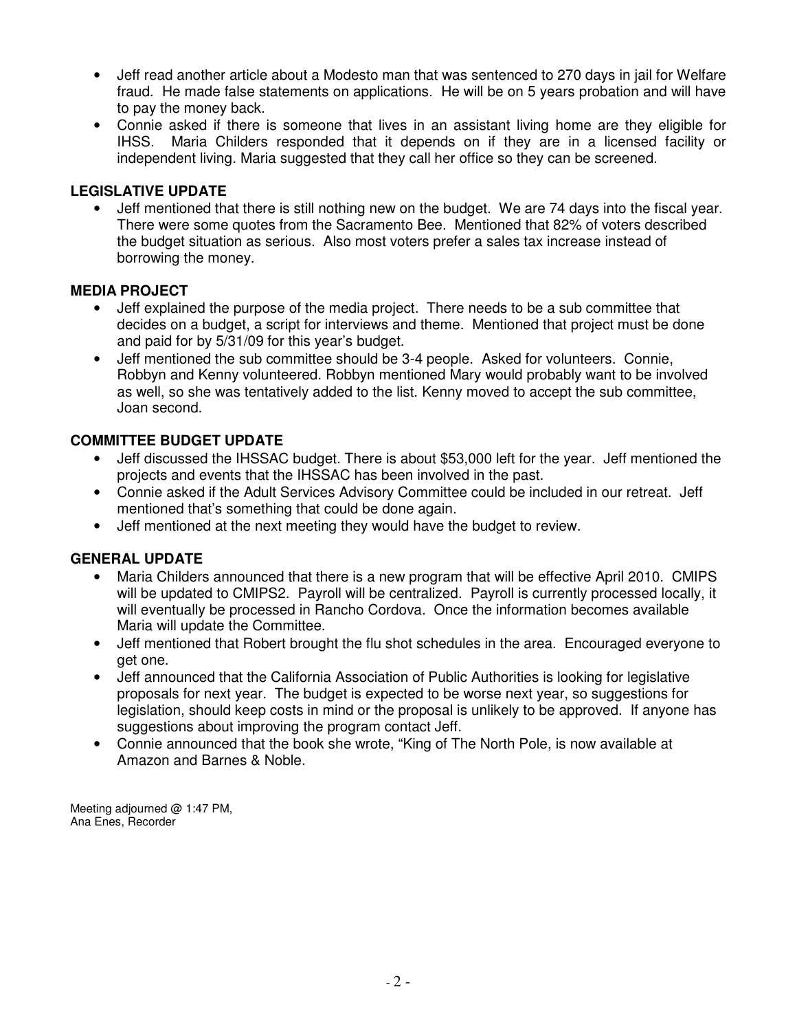- Jeff read another article about a Modesto man that was sentenced to 270 days in jail for Welfare fraud. He made false statements on applications. He will be on 5 years probation and will have to pay the money back.
- Connie asked if there is someone that lives in an assistant living home are they eligible for IHSS. Maria Childers responded that it depends on if they are in a licensed facility or independent living. Maria suggested that they call her office so they can be screened.

**LEGISLATIVE UPDATE**

- Jeff mentioned that there is still nothing new on the budget. We are 74 days into the fiscal year. There were some quotes from the Sacramento Bee. Mentioned that 82% of voters described the budget situation as serious. Also most voters prefer a sales tax increase instead of borrowing the money.

**MEDIA PROJECT**

- Jeff explained the purpose of the media project. There needs to be a sub committee that decides on a budget, a script for interviews and theme. Mentioned that project must be done and paid for by 5/31/09 for this year's budget.
- Jeff mentioned the sub committee should be 3-4 people. Asked for volunteers. Connie, Robbyn and Kenny volunteered. Robbyn mentioned Mary would probably want to be involved as well, so she was tentatively added to the list. Kenny moved to accept the sub committee, Joan second.

**COMMITTEE BUDGET UPDATE**

- Jeff discussed the IHSSAC budget. There is about $53,000 left for the year. Jeff mentioned the projects and events that the IHSSAC has been involved in the past.
- Connie asked if the Adult Services Advisory Committee could be included in our retreat. Jeff mentioned that's something that could be done again.
- Jeff mentioned at the next meeting they would have the budget to review.

**GENERAL UPDATE**

- Maria Childers announced that there is a new program that will be effective April 2010. CMIPS will be updated to CMIPS2. Payroll will be centralized. Payroll is currently processed locally, it will eventually be processed in Rancho Cordova. Once the information becomes available Maria will update the Committee.
- Jeff mentioned that Robert brought the flu shot schedules in the area. Encouraged everyone to get one.
- Jeff announced that the California Association of Public Authorities is looking for legislative proposals for next year. The budget is expected to be worse next year, so suggestions for legislation, should keep costs in mind or the proposal is unlikely to be approved. If anyone has suggestions about improving the program contact Jeff.
- Connie announced that the book she wrote, "King of The North Pole, is now available at Amazon and Barnes & Noble.

Meeting adjourned @ 1:47 PM,
Ana Enes, Recorder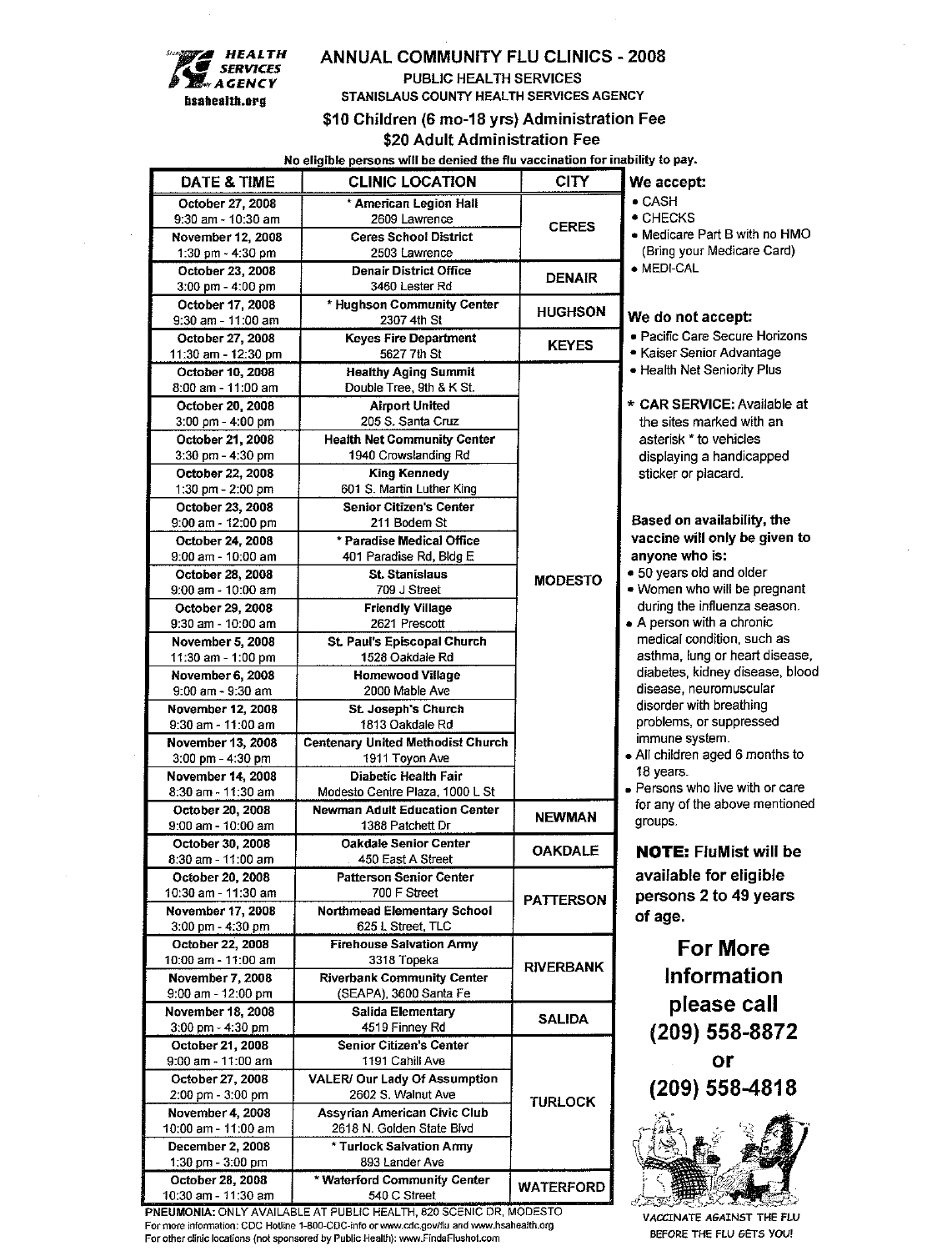**HEALTH SERVICES AGENCY**
**hsahealth.org**

# ANNUAL COMMUNITY FLU CLINICS - 2008

**PUBLIC HEALTH SERVICES**
**STANISLAUS COUNTY HEALTH SERVICES AGENCY**

## $10 Children (6 mo-18 yrs) Administration Fee
## $20 Adult Administration Fee

**No eligible persons will be denied the flu vaccination for inability to pay.**

| DATE & TIME | CLINIC LOCATION | CITY |
|---|---|---|
| **October 27, 2008** 9:30 am - 10:30 am | *** American Legion Hall** 2609 Lawrence | **CERES** |
| **November 12, 2008** 1:30 pm - 4:30 pm | **Ceres School District** 2503 Lawrence | **CERES** |
| **October 23, 2008** 3:00 pm - 4:00 pm | **Denair District Office** 3460 Lester Rd | **DENAIR** |
| **October 17, 2008** 9:30 am - 11:00 am | *** Hughson Community Center** 2307 4th St | **HUGHSON** |
| **October 27, 2008** 11:30 am - 12:30 pm | **Keyes Fire Department** 5627 7th St | **KEYES** |
| **October 10, 2008** 8:00 am - 11:00 am | **Healthy Aging Summit** Double Tree, 9th & K St. | **MODESTO** |
| **October 20, 2008** 3:00 pm - 4:00 pm | **Airport United** 205 S. Santa Cruz | **MODESTO** |
| **October 21, 2008** 3:30 pm - 4:30 pm | **Health Net Community Center** 1940 Crowslanding Rd | **MODESTO** |
| **October 22, 2008** 1:30 pm - 2:00 pm | **King Kennedy** 601 S. Martin Luther King | **MODESTO** |
| **October 23, 2008** 9:00 am - 12:00 pm | **Senior Citizen's Center** 211 Bodem St | **MODESTO** |
| **October 24, 2008** 9:00 am - 10:00 am | *** Paradise Medical Office** 401 Paradise Rd, Bldg E | **MODESTO** |
| **October 28, 2008** 9:00 am - 10:00 am | **St. Stanislaus** 709 J Street | **MODESTO** |
| **October 29, 2008** 9:30 am - 10:00 am | **Friendly Village** 2621 Prescott | **MODESTO** |
| **November 5, 2008** 11:30 am - 1:00 pm | **St. Paul's Episcopal Church** 1528 Oakdale Rd | **MODESTO** |
| **November 6, 2008** 9:00 am - 9:30 am | **Homewood Village** 2000 Mable Ave | **MODESTO** |
| **November 12, 2008** 9:30 am - 11:00 am | **St. Joseph's Church** 1813 Oakdale Rd | **MODESTO** |
| **November 13, 2008** 3:00 pm - 4:30 pm | **Centenary United Methodist Church** 1911 Toyon Ave | **MODESTO** |
| **November 14, 2008** 8:30 am - 11:30 am | **Diabetic Health Fair** Modesto Centre Plaza, 1000 L St | **MODESTO** |
| **October 20, 2008** 9:00 am - 10:00 am | **Newman Adult Education Center** 1388 Patchett Dr | **NEWMAN** |
| **October 30, 2008** 8:30 am - 11:00 am | **Oakdale Senior Center** 450 East A Street | **OAKDALE** |
| **October 20, 2008** 10:30 am - 11:30 am | **Patterson Senior Center** 700 F Street | **PATTERSON** |
| **November 17, 2008** 3:00 pm - 4:30 pm | **Northmead Elementary School** 625 L Street, TLC | **PATTERSON** |
| **October 22, 2008** 10:00 am - 11:00 am | **Firehouse Salvation Army** 3318 Topeka | **RIVERBANK** |
| **November 7, 2008** 9:00 am - 12:00 pm | **Riverbank Community Center** (SEAPA), 3600 Santa Fe | **RIVERBANK** |
| **November 18, 2008** 3:00 pm - 4:30 pm | **Salida Elementary** 4519 Finney Rd | **SALIDA** |
| **October 21, 2008** 9:00 am - 11:00 am | **Senior Citizen's Center** 1191 Cahill Ave | **TURLOCK** |
| **October 27, 2008** 2:00 pm - 3:00 pm | **VALER/ Our Lady Of Assumption** 2602 S. Walnut Ave | **TURLOCK** |
| **November 4, 2008** 10:00 am - 11:00 am | **Assyrian American Civic Club** 2618 N. Golden State Blvd | **TURLOCK** |
| **December 2, 2008** 1:30 pm - 3:00 pm | *** Turlock Salvation Army** 893 Lander Ave | **TURLOCK** |
| **October 28, 2008** 10:30 am - 11:30 am | *** Waterford Community Center** 540 C Street | **WATERFORD** |

**PNEUMONIA:** ONLY AVAILABLE AT PUBLIC HEALTH, 820 SCENIC DR, MODESTO
For more information: CDC Hotline 1-800-CDC-info or www.cdc.gov/flu and www.hsahealth.org
For other clinic locations (not sponsored by Public Health): www.FindaFlushot.com

**We accept:**
- CASH
- CHECKS
- Medicare Part B with no HMO (Bring your Medicare Card)
- MEDI-CAL

**We do not accept:**
- Pacific Care Secure Horizons
- Kaiser Senior Advantage
- Health Net Seniority Plus

*** CAR SERVICE:** Available at the sites marked with an asterisk * to vehicles displaying a handicapped sticker or placard.

**Based on availability, the vaccine will only be given to anyone who is:**
- 50 years old and older
- Women who will be pregnant during the influenza season.
- A person with a chronic medical condition, such as asthma, lung or heart disease, diabetes, kidney disease, blood disease, neuromuscular disorder with breathing problems, or suppressed immune system.
- All children aged 6 months to 18 years.
- Persons who live with or care for any of the above mentioned groups.

**NOTE: FluMist will be available for eligible persons 2 to 49 years of age.**

## For More Information please call (209) 558-8872 or (209) 558-4818

*VACCINATE AGAINST THE FLU BEFORE THE FLU GETS YOU!*